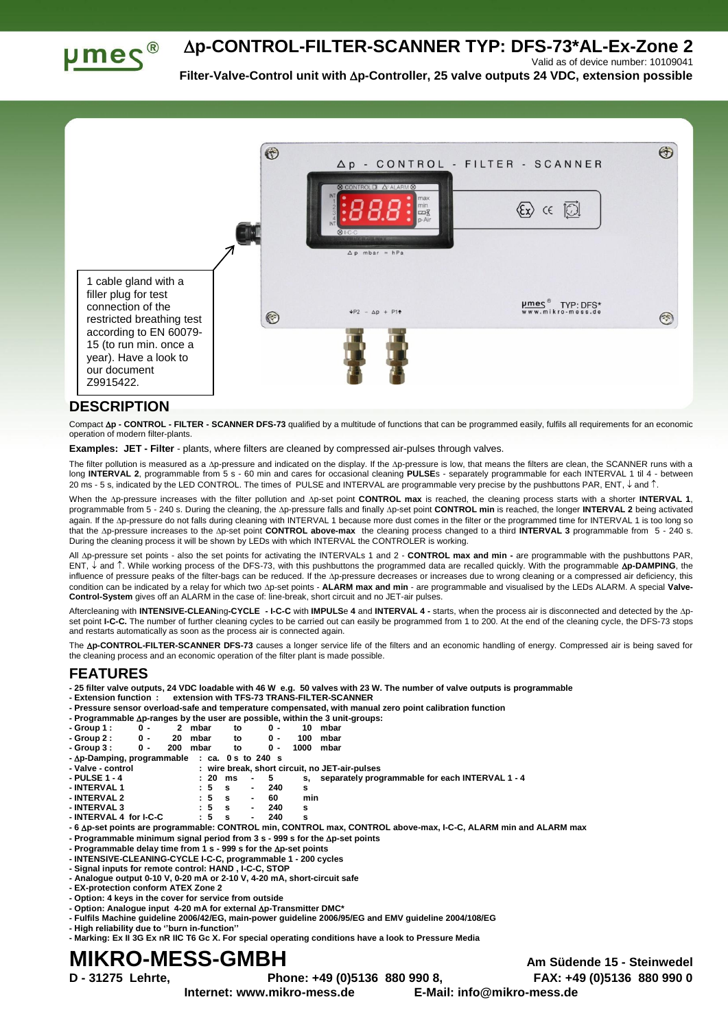# Δp-CONTROL-FILTER-SCANNER TYP: DFS-73*AL-Ex-Zone 2

Valid as of device number: 10109041

**Filter-Valve-Control unit with Δp-Controller, 25 valve outputs 24 VDC, extension possible**

1 cable gland with a filler plug for test connection of the restricted breathing test according to EN 60079-15 (to run min. once a year). Have a look to our document Z9915422.

## DESCRIPTION

Compact **Δp - CONTROL - FILTER - SCANNER DFS-73** qualified by a multitude of functions that can be programmed easily, fulfils all requirements for an economic operation of modern filter-plants.

**Examples: JET - Filter** - plants, where filters are cleaned by compressed air-pulses through valves.

The filter pollution is measured as a Δp-pressure and indicated on the display. If the Δp-pressure is low, that means the filters are clean, the SCANNER runs with a long **INTERVAL 2**, programmable from 5 s - 60 min and cares for occasional cleaning **PULSE**s - separately programmable for each INTERVAL 1 til 4 - between 20 ms - 5 s, indicated by the LED CONTROL. The times of PULSE and INTERVAL are programmable very precise by the pushbuttons PAR, ENT, ↓ and ↑.

When the Δp-pressure increases with the filter pollution and Δp-set point **CONTROL max** is reached, the cleaning process starts with a shorter **INTERVAL 1**, programmable from 5 - 240 s. During the cleaning, the Δp-pressure falls and finally Δp-set point **CONTROL min** is reached, the longer **INTERVAL 2** being activated again. If the Δp-pressure do not falls during cleaning with INTERVAL 1 because more dust comes in the filter or the programmed time for INTERVAL 1 is too long so that the Δp-pressure increases to the Δp-set point **CONTROL above-max** the cleaning process changed to a third **INTERVAL 3** programmable from 5 - 240 s. During the cleaning process it will be shown by LEDs with which INTERVAL the CONTROLER is working.

All Δp-pressure set points - also the set points for activating the INTERVALs 1 and 2 - **CONTROL max and min -** are programmable with the pushbuttons PAR, ENT, ↓ and ↑. While working process of the DFS-73, with this pushbuttons the programmed data are recalled quickly. With the programmable **Δp-DAMPING**, the influence of pressure peaks of the filter-bags can be reduced. If the Δp-pressure decreases or increases due to wrong cleaning or a compressed air deficiency, this condition can be indicated by a relay for which two Δp-set points - **ALARM max and min** - are programmable and visualised by the LEDs ALARM. A special **Valve-Control-System** gives off an ALARM in the case of: line-break, short circuit and no JET-air pulses.

Aftercleaning with **INTENSIVE-CLEAN**ing**-CYCLE - I-C-C** with **IMPULS**e **4** and **INTERVAL 4 -** starts, when the process air is disconnected and detected by the Δp-set point **I-C-C.** The number of further cleaning cycles to be carried out can easily be programmed from 1 to 200. At the end of the cleaning cycle, the DFS-73 stops and restarts automatically as soon as the process air is connected again.

The **Δp-CONTROL-FILTER-SCANNER DFS-73** causes a longer service life of the filters and an economic handling of energy. Compressed air is being saved for the cleaning process and an economic operation of the filter plant is made possible.

## FEATURES

**- 25 filter valve outputs, 24 VDC loadable with 46 W e.g. 50 valves with 23 W. The number of valve outputs is programmable**
**- Extension function : extension with TFS-73 TRANS-FILTER-SCANNER**
**- Pressure sensor overload-safe and temperature compensated, with manual zero point calibration function**
**- Programmable Δp-ranges by the user are possible, within the 3 unit-groups:**

| | | | | | | | | |
|---|---|---|---|---|---|---|---|---|
| **- Group 1 :** | **0 -** | **2** | **mbar** | **to** | **0 -** | **10** | **mbar** | |
| **- Group 2 :** | **0 -** | **20** | **mbar** | **to** | **0 -** | **100** | **mbar** | |
| **- Group 3 :** | **0 -** | **200** | **mbar** | **to** | **0 -** | **1000** | **mbar** | |

| | |
|---|---|
| **- Δp-Damping, programmable** | **: ca. 0 s to 240 s** |
| **- Valve - control** | **: wire break, short circuit, no JET-air-pulses** |
| **- PULSE 1 - 4** | **: 20 ms - 5 s, separately programmable for each INTERVAL 1 - 4** |
| **- INTERVAL 1** | **: 5 s - 240 s** |
| **- INTERVAL 2** | **: 5 s - 60 min** |
| **- INTERVAL 3** | **: 5 s - 240 s** |
| **- INTERVAL 4 for I-C-C** | **: 5 s - 240 s** |

**- 6 Δp-set points are programmable: CONTROL min, CONTROL max, CONTROL above-max, I-C-C, ALARM min and ALARM max**
**- Programmable minimum signal period from 3 s - 999 s for the Δp-set points**
**- Programmable delay time from 1 s - 999 s for the Δp-set points**
**- INTENSIVE-CLEANING-CYCLE I-C-C, programmable 1 - 200 cycles**
**- Signal inputs for remote control: HAND , I-C-C, STOP**
**- Analogue output 0-10 V, 0-20 mA or 2-10 V, 4-20 mA, short-circuit safe**
**- EX-protection conform ATEX Zone 2**
**- Option: 4 keys in the cover for service from outside**
**- Option: Analogue input 4-20 mA for external Δp-Transmitter DMC***
**- Fulfils Machine guideline 2006/42/EG, main-power guideline 2006/95/EG and EMV guideline 2004/108/EG**
**- High reliability due to ''burn in-function''**
**- Marking: Ex II 3G Ex nR IIC T6 Gc X. For special operating conditions have a look to Pressure Media**

# MIKRO-MESS-GMBH

**Am Südende 15 - Steinwedel**
**D - 31275 Lehrte, Phone: +49 (0)5136 880 990 8, FAX: +49 (0)5136 880 990 0**
**Internet: www.mikro-mess.de E-Mail: info@mikro-mess.de**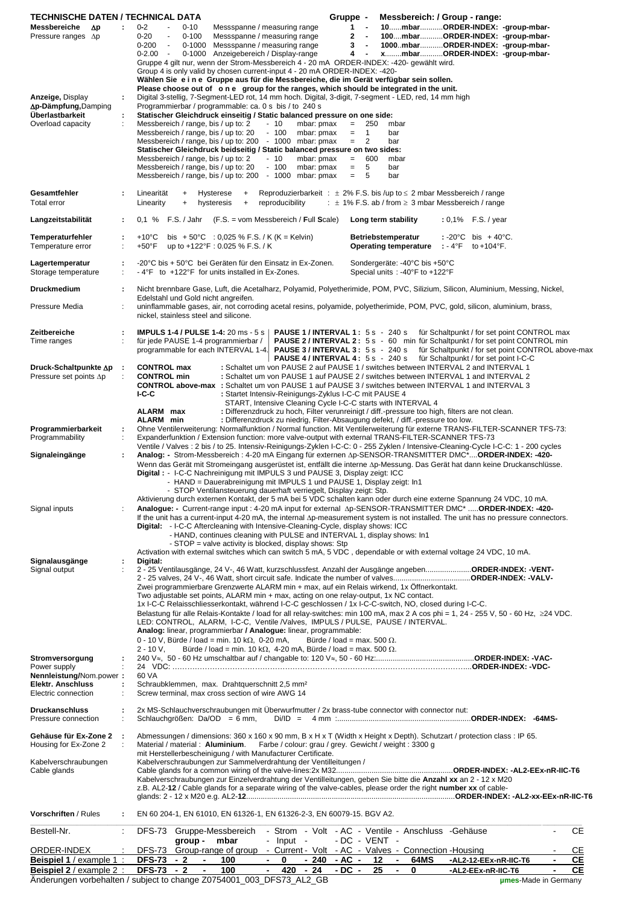## TECHNISCHE DATEN / TECHNICAL DATA

| | | |
|---|---|---|
| **Messbereiche Δp** / Pressure ranges Δp | : | 0-2 - 0-10 Messspanne / measuring range — Gruppe / Group 1 - 10......**mbar**..........**ORDER-INDEX: -group-mbar-**<br>0-20 - 0-100 Messspanne / measuring range — 2 - 100....**mbar**..........**ORDER-INDEX: -group-mbar-**<br>0-200 - 0-1000 Messspanne / measuring range — 3 - 1000..**mbar**..........**ORDER-INDEX: -group-mbar-**<br>0-2.00 - 0-1000 Anzeigebereich / Display-range — 4 - x........**mbar**..........**ORDER-INDEX: -group-mbar-**<br>Gruppe 4 gilt nur, wenn der Strom-Messbereich 4 - 20 mA ORDER-INDEX: -420- gewählt wird.<br>Group 4 is only valid by chosen current-input 4 - 20 mA ORDER-INDEX: -420-<br>**Wählen Sie e i n e Gruppe aus für die Messbereiche, die im Gerät verfügbar sein sollen.**<br>**Please choose out of o n e group for the ranges, which should be integrated in the unit.** |
| **Anzeige,** Display | : | Digital 3-stellig, 7-Segment-LED rot, 14 mm hoch. Digital, 3-digit, 7-segment - LED, red, 14 mm high |
| **Δp-Dämpfung,**Damping | | Programmierbar / programmable: ca. 0 s bis / to 240 s |
| **Überlastbarkeit** / Overload capacity | : | **Statischer Gleichdruck einseitig / Static balanced pressure on one side:**<br>Messbereich / range, bis / up to: 2 - 10 mbar: pmax = 250 mbar<br>Messbereich / range, bis / up to: 20 - 100 mbar: pmax = 1 bar<br>Messbereich / range, bis / up to: 200 - 1000 mbar: pmax = 2 bar<br>**Statischer Gleichdruck beidseitig / Static balanced pressure on two sides:**<br>Messbereich / range, bis / up to: 2 - 10 mbar: pmax = 600 mbar<br>Messbereich / range, bis / up to: 20 - 100 mbar: pmax = 5 bar<br>Messbereich / range, bis / up to: 200 - 1000 mbar: pmax = 5 bar |
| **Gesamtfehler** / Total error | : | Linearität + Hysterese + Reproduzierbarkeit : ± 2% F.S. bis /up to ≤ 2 mbar Messbereich / range<br>Linearity + hysteresis + reproducibility : ± 1% F.S. ab / from ≥ 3 mbar Messbereich / range |
| **Langzeitstabilität** | : | 0,1 % F.S. / Jahr (F.S. = vom Messbereich / **F**ull **S**cale) — **Long term stability** : 0,1% F.S. / year |
| **Temperaturfehler** / Temperature error | : | +10°C bis + 50°C : 0,025 % F.S. / K (K = Kelvin) — **Betriebstemperatur** : -20°C bis + 40°C.<br>+50°F up to +122°F : 0.025 % F.S. / K — **Operating temperature** : - 4°F to +104°F. |
| **Lagertemperatur** / Storage temperature | : | -20°C bis + 50°C bei Geräten für den Einsatz in Ex-Zonen. Sondergeräte: -40°C bis +50°C<br>- 4°F to +122°F for units installed in Ex-Zones. Special units : -40°F to +122°F |
| **Druckmedium** | : | Nicht brennbare Gase, Luft, die Acetalharz, Polyamid, Polyetherimide, POM, PVC, Silizium, Silicon, Aluminium, Messing, Nickel, Edelstahl und Gold nicht angreifen. |
| Pressure Media | : | uninflammable gases, air, not corroding acetal resins, polyamide, polyetherimide, POM, PVC, gold, silicon, aluminium, brass, nickel, stainless steel and silicone. |
| **Zeitbereiche** / Time ranges | : | **IMPULS 1-4 / PULSE 1-4:** 20 ms - 5 s für jede PAUSE 1-4 programmierbar / programmable for each INTERVAL 1-4.<br>**PAUSE 1 / INTERVAL 1 :** 5 s - 240 s für Schaltpunkt / for set point CONTROL max<br>**PAUSE 2 / INTERVAL 2 :** 5 s - 60 min für Schaltpunkt / for set point CONTROL min<br>**PAUSE 3 / INTERVAL 3 :** 5 s - 240 s für Schaltpunkt / for set point CONTROL above-max<br>**PAUSE 4 / INTERVAL 4 :** 5 s - 240 s für Schaltpunkt / for set point I-C-C |
| **Druck-Schaltpunkte Δp** / Pressure set points Δp | : | **CONTROL max** : Schaltet um von PAUSE 2 auf PAUSE 1 / switches between INTERVAL 2 and INTERVAL 1<br>**CONTROL min** : Schaltet um von PAUSE 1 auf PAUSE 2 / switches between INTERVAL 1 and INTERVAL 2<br>**CONTROL above-max** : Schaltet um von PAUSE 1 auf PAUSE 3 / switches between INTERVAL 1 and INTERVAL 3<br>**I-C-C** : Startet Intensiv-Reinigungs-Zyklus I-C-C mit PAUSE 4 START, Intensive Cleaning Cycle I-C-C starts with INTERVAL 4<br>**ALARM max** : Differenzdruck zu hoch, Filter verunreinigt / diff.-pressure too high, filters are not clean.<br>**ALARM min** : Differenzdruck zu niedrig, Filter-Absaugung defekt, / diff.-pressure too low. |
| **Programmierbarkeit** / Programmability | : | Ohne Ventilerweiterung: Normalfunktion / Normal function. Mit Ventilerweiterung für externe TRANS-FILTER-SCANNER TFS-73: Expanderfunktion / Extension function: more valve-output with external TRANS-FILTER-SCANNER TFS-73<br>Ventile / Valves : 2 bis / to 25. Intensiv-Reinigungs-Zyklus I-C-C: 0 - 255 Zyklen / Intensive-Cleaning-Cycle I-C-C: 1 - 200 cycles |
| **Signaleingänge** | : | **Analog: -** Strom-Messbereich : 4-20 mA Eingang für externen Δp-SENSOR-TRANSMITTER DMC\*....**ORDER-INDEX: -420-**<br>Wenn das Gerät mit Stromeingang ausgerüstet ist, entfällt die interne Δp-Messung. Das Gerät hat dann keine Druckanschlüsse.<br>**Digital : -** I-C-C Nachreinigung mit IMPULS 3 und PAUSE 3, Display zeigt: ICC<br>- HAND = Dauerabreinigung mit IMPULS 1 und PAUSE 1, Display zeigt: In1<br>- STOP Ventilansteuerung dauerhaft verriegelt, Display zeigt: Stp.<br>Aktivierung durch externen Kontakt, der 5 mA bei 5 VDC schalten kann oder durch eine externe Spannung 24 VDC, 10 mA. |
| Signal inputs | : | **Analogue: -** Current-range input : 4-20 mA input for external Δp-SENSOR-TRANSMITTER DMC\* .....**ORDER-INDEX: -420-**<br>If the unit has a current-input 4-20 mA, the internal Δp-measurement system is not installed. The unit has no pressure connectors.<br>**Digital:** - I-C-C Aftercleaning with Intensive-Cleaning-Cycle, display shows: ICC<br>- HAND, continues cleaning with PULSE and INTERVAL 1, display shows: In1<br>- STOP = valve activity is blocked, display shows: Stp<br>Activation with external switches which can switch 5 mA, 5 VDC , dependable or with external voltage 24 VDC, 10 mA. |
| **Signalausgänge** / Signal output | : | **Digital:**<br>2 - 25 Ventilausgänge, 24 V-, 46 Watt, kurzschlussfest. Anzahl der Ausgänge angeben......................**ORDER-INDEX: -VENT-**<br>2 - 25 valves, 24 V-, 46 Watt, short circuit safe. Indicate the number of valves......................................**ORDER-INDEX: -VALV-**<br>Zwei programmierbare Grenzwerte ALARM min + max, auf ein Relais wirkend, 1x Öffnerkontakt.<br>Two adjustable set points, ALARM min + max, acting on one relay-output, 1x NC contact.<br>1x I-C-C Relaisschliesserkontakt, während I-C-C geschlossen / 1x I-C-C-switch, NO, closed during I-C-C.<br>Belastung für alle Relais-Kontakte / load for all relay-switches: min 100 mA, max 2 A cos phi = 1, 24 - 255 V, 50 - 60 Hz, ≥24 VDC.<br>LED: CONTROL, ALARM, I-C-C, Ventile /Valves, IMPULS / PULSE, PAUSE / INTERVAL.<br>**Analog:** linear, programmierbar **/ Analogue:** linear, programmable:<br>0 - 10 V, Bürde / load = min. 10 kΩ, 0-20 mA, Bürde / load = max. 500 Ω.<br>2 - 10 V, Bürde / load = min. 10 kΩ, 4-20 mA, Bürde / load = max. 500 Ω. |
| **Stromversorgung** / Power supply | : | 240 V≈, 50 - 60 Hz umschaltbar auf / changable to: 120 V≈, 50 - 60 Hz:..............................................**ORDER-INDEX: -VAC-**<br>24 VDC: ........................................................................................................................**ORDER-INDEX: -VDC-** |
| **Nennleistung/**Nom.power | : | 60 VA |
| **Elektr. Anschluss** / Electric connection | : | Schraubklemmen, max. Drahtquerschnitt 2,5 mm²<br>Screw terminal, max cross section of wire AWG 14 |
| **Druckanschluss** / Pressure connection | : | 2x MS-Schlauchverschraubungen mit Überwurfmutter / 2x brass-tube connector with connector nut:<br>Schlauchgrößen: Da/OD = 6 mm, Di/ID = 4 mm :................................................................**ORDER-INDEX: -64MS-** |
| **Gehäuse für Ex-Zone 2** / Housing for Ex-Zone 2 | : | Abmessungen / dimensions: 360 x 160 x 90 mm, B x H x T (Width x Height x Depth). Schutzart / protection class : IP 65.<br>Material / material : **Aluminium**. Farbe / colour: grau / grey. Gewicht / weight : 3300 g<br>mit Herstellerbescheinigung / with Manufacturer Certificate. |
| Kabelverschraubungen / Cable glands | | Kabelverschraubungen zur Sammelverdrahtung der Ventilleitungen /<br>Cable glands for a common wiring of the valve-lines:2x M32.......................................................**ORDER-INDEX: -AL2-EEx-nR-IIC-T6**<br>Kabelverschraubungen zur Einzelverdrahtung der Ventilleitungen, geben Sie bitte die **Anzahl xx** an 2 - 12 x M20<br>z.B. AL2-**12** / Cable glands for a separate wiring of the valve-cables, please order the right **number xx** of cable-glands: 2 - 12 x M20 e.g. AL2-**12**.................................................................**ORDER-INDEX: -AL2-xx-EEx-nR-IIC-T6** |
| **Vorschriften** / Rules | : | EN 60 204-1, EN 61010, EN 61326-1, EN 61326-2-3, EN 60079-15. BGV A2. |

| | | | | | | | | | | | | | |
|---|---|---|---|---|---|---|---|---|---|---|---|---|---|
| Bestell-Nr. | : | DFS-73 | Gruppe- group - | Messbereich mbar | - | Strom - Input - | Volt | - AC - DC | - Ventile - VENT - | | Anschluss | -Gehäuse | - CE |
| ORDER-INDEX | : | DFS-73 | Group-range of group | | - | Current - | Volt | - AC | - Valves | | - Connection | -Housing | - CE |
| **Beispiel 1** / example 1 | : | **DFS-73** | **- 2** | **- 100** | **-** | **0** | **- 240** | **- AC -** | **12** | **-** | **64MS** | **-AL2-12-EEx-nR-IIC-T6** | **- CE** |
| **Beispiel 2** / example 2 | : | **DFS-73** | **- 2** | **- 100** | **-** | **420** | **- 24** | **- DC -** | **25** | **-** | **0** | **-AL2-EEx-nR-IIC-T6** | **- CE** |

Änderungen vorbehalten / subject to change Z0754001_003_DFS73_AL2_GB — **µmes**-Made in Germany